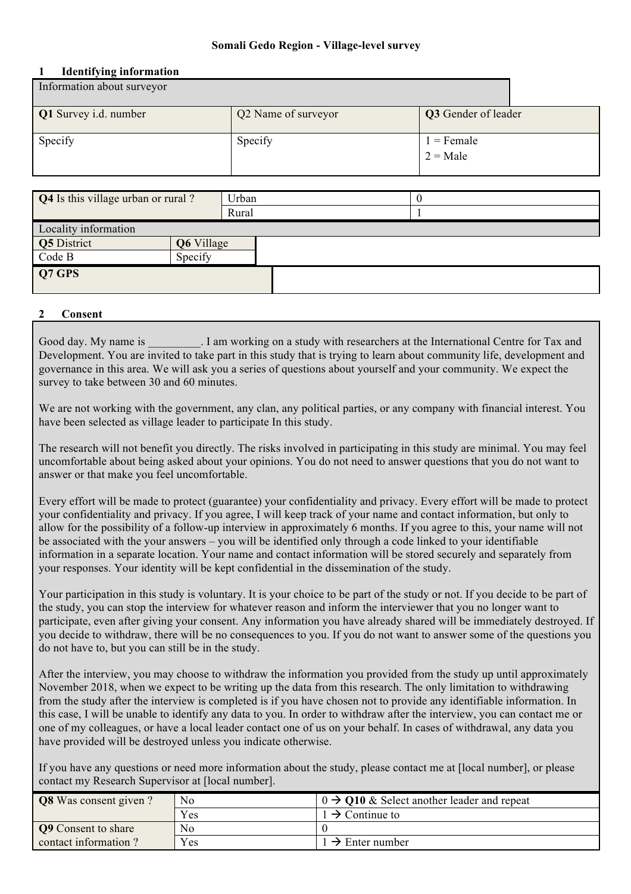**Somali Gedo Region - Village-level survey**

## 1 Identifying information

| Information about surveyor | | |
|---|---|---|
| **Q1** Survey i.d. number | Q2 Name of surveyor | **Q3** Gender of leader |
| Specify | Specify | 1 = Female<br>2 = Male |

| **Q4** Is this village urban or rural ? | | Urban | 0 |
|---|---|---|---|
| | | Rural | 1 |
| Locality information | | | |
| **Q5** District | **Q6** Village | | |
| Code B | Specify | | |
| **Q7 GPS** | | | |

## 2 Consent

Good day. My name is _________. I am working on a study with researchers at the International Centre for Tax and Development. You are invited to take part in this study that is trying to learn about community life, development and governance in this area. We will ask you a series of questions about yourself and your community. We expect the survey to take between 30 and 60 minutes.

We are not working with the government, any clan, any political parties, or any company with financial interest. You have been selected as village leader to participate In this study.

The research will not benefit you directly. The risks involved in participating in this study are minimal. You may feel uncomfortable about being asked about your opinions. You do not need to answer questions that you do not want to answer or that make you feel uncomfortable.

Every effort will be made to protect (guarantee) your confidentiality and privacy. Every effort will be made to protect your confidentiality and privacy. If you agree, I will keep track of your name and contact information, but only to allow for the possibility of a follow-up interview in approximately 6 months. If you agree to this, your name will not be associated with the your answers – you will be identified only through a code linked to your identifiable information in a separate location. Your name and contact information will be stored securely and separately from your responses. Your identity will be kept confidential in the dissemination of the study.

Your participation in this study is voluntary. It is your choice to be part of the study or not. If you decide to be part of the study, you can stop the interview for whatever reason and inform the interviewer that you no longer want to participate, even after giving your consent. Any information you have already shared will be immediately destroyed. If you decide to withdraw, there will be no consequences to you. If you do not want to answer some of the questions you do not have to, but you can still be in the study.

After the interview, you may choose to withdraw the information you provided from the study up until approximately November 2018, when we expect to be writing up the data from this research. The only limitation to withdrawing from the study after the interview is completed is if you have chosen not to provide any identifiable information. In this case, I will be unable to identify any data to you. In order to withdraw after the interview, you can contact me or one of my colleagues, or have a local leader contact one of us on your behalf. In cases of withdrawal, any data you have provided will be destroyed unless you indicate otherwise.

If you have any questions or need more information about the study, please contact me at [local number], or please contact my Research Supervisor at [local number].

| **Q8** Was consent given ? | No | 0 → **Q10** & Select another leader and repeat |
|---|---|---|
| | Yes | 1 → Continue to |
| **Q9** Consent to share contact information ? | No | 0 |
| | Yes | 1 → Enter number |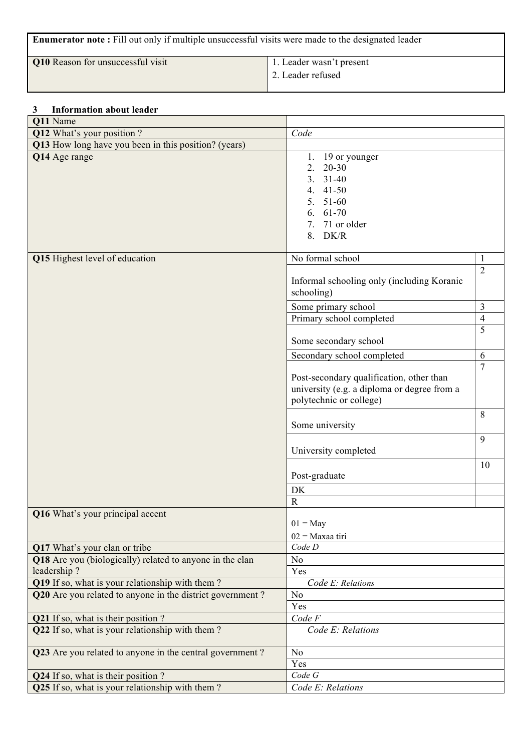| **Enumerator note :** Fill out only if multiple unsuccessful visits were made to the designated leader | |
|---|---|
| **Q10** Reason for unsuccessful visit | 1. Leader wasn't present<br>2. Leader refused |

### 3 Information about leader

| | | |
|---|---|---|
| **Q11** Name | | |
| **Q12** What's your position ? | *Code* | |
| **Q13** How long have you been in this position? (years) | | |
| **Q14** Age range | 1. 19 or younger<br>2. 20-30<br>3. 31-40<br>4. 41-50<br>5. 51-60<br>6. 61-70<br>7. 71 or older<br>8. DK/R | |
| **Q15** Highest level of education | No formal school | 1 |
| | Informal schooling only (including Koranic schooling) | 2 |
| | Some primary school | 3 |
| | Primary school completed | 4 |
| | Some secondary school | 5 |
| | Secondary school completed | 6 |
| | Post-secondary qualification, other than university (e.g. a diploma or degree from a polytechnic or college) | 7 |
| | Some university | 8 |
| | University completed | 9 |
| | Post-graduate | 10 |
| | DK | |
| | R | |
| **Q16** What's your principal accent | 01 = May<br>02 = Maxaa tiri | |
| **Q17** What's your clan or tribe | *Code D* | |
| **Q18** Are you (biologically) related to anyone in the clan leadership ? | No | |
| | Yes | |
| **Q19** If so, what is your relationship with them ? | *Code E: Relations* | |
| **Q20** Are you related to anyone in the district government ? | No | |
| | Yes | |
| **Q21** If so, what is their position ? | *Code F* | |
| **Q22** If so, what is your relationship with them ? | *Code E: Relations* | |
| **Q23** Are you related to anyone in the central government ? | No | |
| | Yes | |
| **Q24** If so, what is their position ? | *Code G* | |
| **Q25** If so, what is your relationship with them ? | *Code E: Relations* | |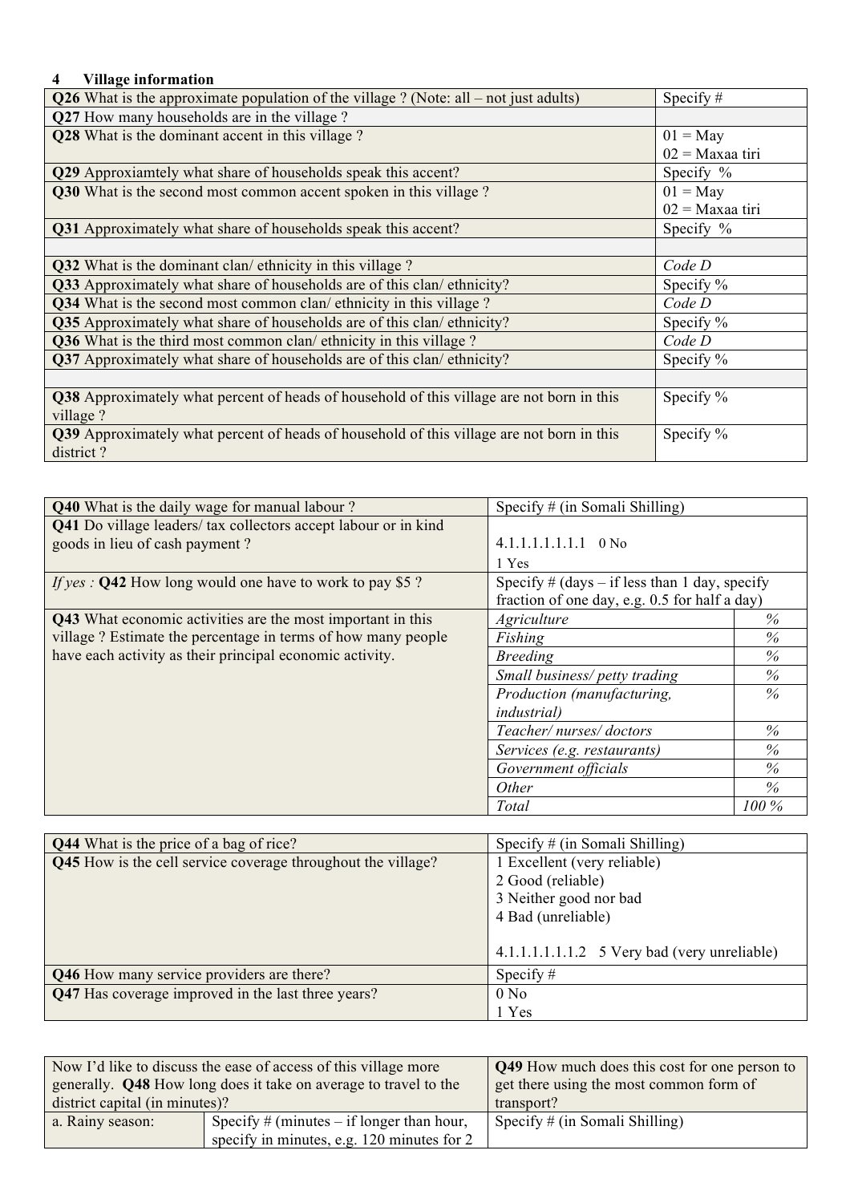## 4 Village information

| | |
|---|---|
| **Q26** What is the approximate population of the village ? (Note: all – not just adults) | Specify # |
| **Q27** How many households are in the village ? | |
| **Q28** What is the dominant accent in this village ? | 01 = May<br>02 = Maxaa tiri |
| **Q29** Approxiamtely what share of households speak this accent? | Specify % |
| **Q30** What is the second most common accent spoken in this village ? | 01 = May<br>02 = Maxaa tiri |
| **Q31** Approximately what share of households speak this accent? | Specify % |
| | |
| **Q32** What is the dominant clan/ ethnicity in this village ? | *Code D* |
| **Q33** Approximately what share of households are of this clan/ ethnicity? | Specify % |
| **Q34** What is the second most common clan/ ethnicity in this village ? | *Code D* |
| **Q35** Approximately what share of households are of this clan/ ethnicity? | Specify % |
| **Q36** What is the third most common clan/ ethnicity in this village ? | *Code D* |
| **Q37** Approximately what share of households are of this clan/ ethnicity? | Specify % |
| | |
| **Q38** Approximately what percent of heads of household of this village are not born in this village ? | Specify % |
| **Q39** Approximately what percent of heads of household of this village are not born in this district ? | Specify % |

| | | |
|---|---|---|
| **Q40** What is the daily wage for manual labour ? | Specify # (in Somali Shilling) | |
| **Q41** Do village leaders/ tax collectors accept labour or in kind goods in lieu of cash payment ? | 4.1.1.1.1.1.1.1 0 No<br>1 Yes | |
| *If yes :* **Q42** How long would one have to work to pay $5 ? | Specify # (days – if less than 1 day, specify fraction of one day, e.g. 0.5 for half a day) | |
| **Q43** What economic activities are the most important in this village ? Estimate the percentage in terms of how many people have each activity as their principal economic activity. | *Agriculture* | *%* |
| | *Fishing* | *%* |
| | *Breeding* | *%* |
| | *Small business/ petty trading* | *%* |
| | *Production (manufacturing, industrial)* | *%* |
| | *Teacher/ nurses/ doctors* | *%* |
| | *Services (e.g. restaurants)* | *%* |
| | *Government officials* | *%* |
| | *Other* | *%* |
| | *Total* | *100 %* |

| | |
|---|---|
| **Q44** What is the price of a bag of rice? | Specify # (in Somali Shilling) |
| **Q45** How is the cell service coverage throughout the village? | 1 Excellent (very reliable)<br>2 Good (reliable)<br>3 Neither good nor bad<br>4 Bad (unreliable)<br><br>4.1.1.1.1.1.1.2 5 Very bad (very unreliable) |
| **Q46** How many service providers are there? | Specify # |
| **Q47** Has coverage improved in the last three years? | 0 No<br>1 Yes |

| Now I'd like to discuss the ease of access of this village more generally. **Q48** How long does it take on average to travel to the district capital (in minutes)? | | **Q49** How much does this cost for one person to get there using the most common form of transport? |
|---|---|---|
| a. Rainy season: | Specify # (minutes – if longer than hour, specify in minutes, e.g. 120 minutes for 2 | Specify # (in Somali Shilling) |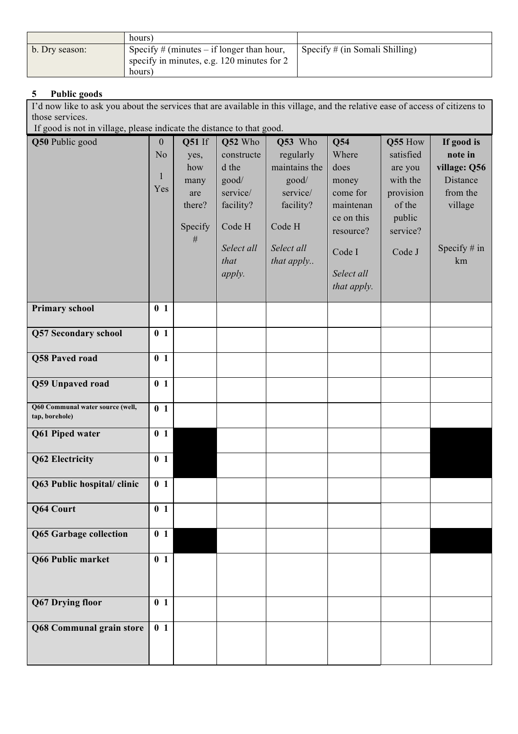|  | hours) |  |
|---|---|---|
| b. Dry season: | Specify # (minutes – if longer than hour, specify in minutes, e.g. 120 minutes for 2 hours) | Specify # (in Somali Shilling) |

## 5 Public goods

I'd now like to ask you about the services that are available in this village, and the relative ease of access of citizens to those services.
If good is not in village, please indicate the distance to that good.

| **Q50** Public good | 0 No<br>1 Yes | **Q51** If yes, how many are there?<br>Specify # | **Q52** Who constructed the good/ service/ facility?<br>Code H<br>*Select all that apply.* | **Q53** Who regularly maintains the good/ service/ facility?<br>Code H<br>*Select all that apply..* | **Q54** Where does money come for maintenance on this resource?<br>Code I<br>*Select all that apply.* | **Q55** How satisfied are you with the provision of the public service?<br>Code J | **If good is note in village: Q56** Distance from the village<br>Specify # in km |
|---|---|---|---|---|---|---|---|
| **Primary school** | **0 1** |  |  |  |  |  |  |
| **Q57 Secondary school** | **0 1** |  |  |  |  |  |  |
| **Q58 Paved road** | **0 1** |  |  |  |  |  |  |
| **Q59 Unpaved road** | **0 1** |  |  |  |  |  |  |
| **Q60 Communal water source (well, tap, borehole)** | **0 1** |  |  |  |  |  |  |
| **Q61 Piped water** | **0 1** |  |  |  |  |  |  |
| **Q62 Electricity** | **0 1** |  |  |  |  |  |  |
| **Q63 Public hospital/ clinic** | **0 1** |  |  |  |  |  |  |
| **Q64 Court** | **0 1** |  |  |  |  |  |  |
| **Q65 Garbage collection** | **0 1** |  |  |  |  |  |  |
| **Q66 Public market** | **0 1** |  |  |  |  |  |  |
| **Q67 Drying floor** | **0 1** |  |  |  |  |  |  |
| **Q68 Communal grain store** | **0 1** |  |  |  |  |  |  |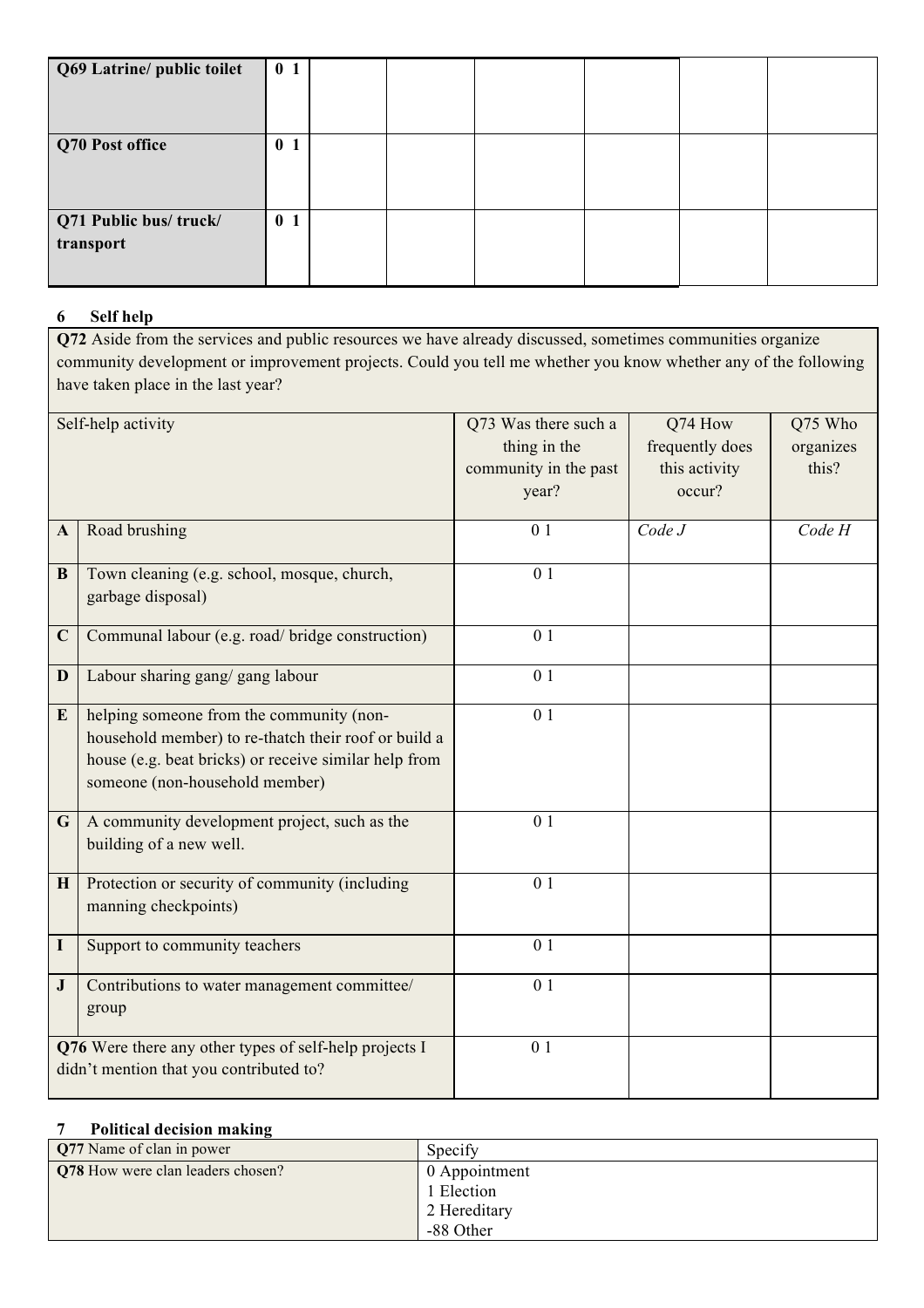| | | | | | | | |
|---|---|---|---|---|---|---|---|
| **Q69 Latrine/ public toilet** | **0 1** | | | | | | |
| **Q70 Post office** | **0 1** | | | | | | |
| **Q71 Public bus/ truck/ transport** | **0 1** | | | | | | |

## 6 Self help

**Q72** Aside from the services and public resources we have already discussed, sometimes communities organize community development or improvement projects. Could you tell me whether you know whether any of the following have taken place in the last year?

| | Self-help activity | Q73 Was there such a thing in the community in the past year? | Q74 How frequently does this activity occur? | Q75 Who organizes this? |
|---|---|---|---|---|
| **A** | Road brushing | 0 1 | *Code J* | *Code H* |
| **B** | Town cleaning (e.g. school, mosque, church, garbage disposal) | 0 1 | | |
| **C** | Communal labour (e.g. road/ bridge construction) | 0 1 | | |
| **D** | Labour sharing gang/ gang labour | 0 1 | | |
| **E** | helping someone from the community (non-household member) to re-thatch their roof or build a house (e.g. beat bricks) or receive similar help from someone (non-household member) | 0 1 | | |
| **G** | A community development project, such as the building of a new well. | 0 1 | | |
| **H** | Protection or security of community (including manning checkpoints) | 0 1 | | |
| **I** | Support to community teachers | 0 1 | | |
| **J** | Contributions to water management committee/ group | 0 1 | | |
| **Q76** Were there any other types of self-help projects I didn't mention that you contributed to? | | 0 1 | | |

## 7 Political decision making

| | |
|---|---|
| **Q77** Name of clan in power | Specify |
| **Q78** How were clan leaders chosen? | 0 Appointment<br>1 Election<br>2 Hereditary<br>-88 Other |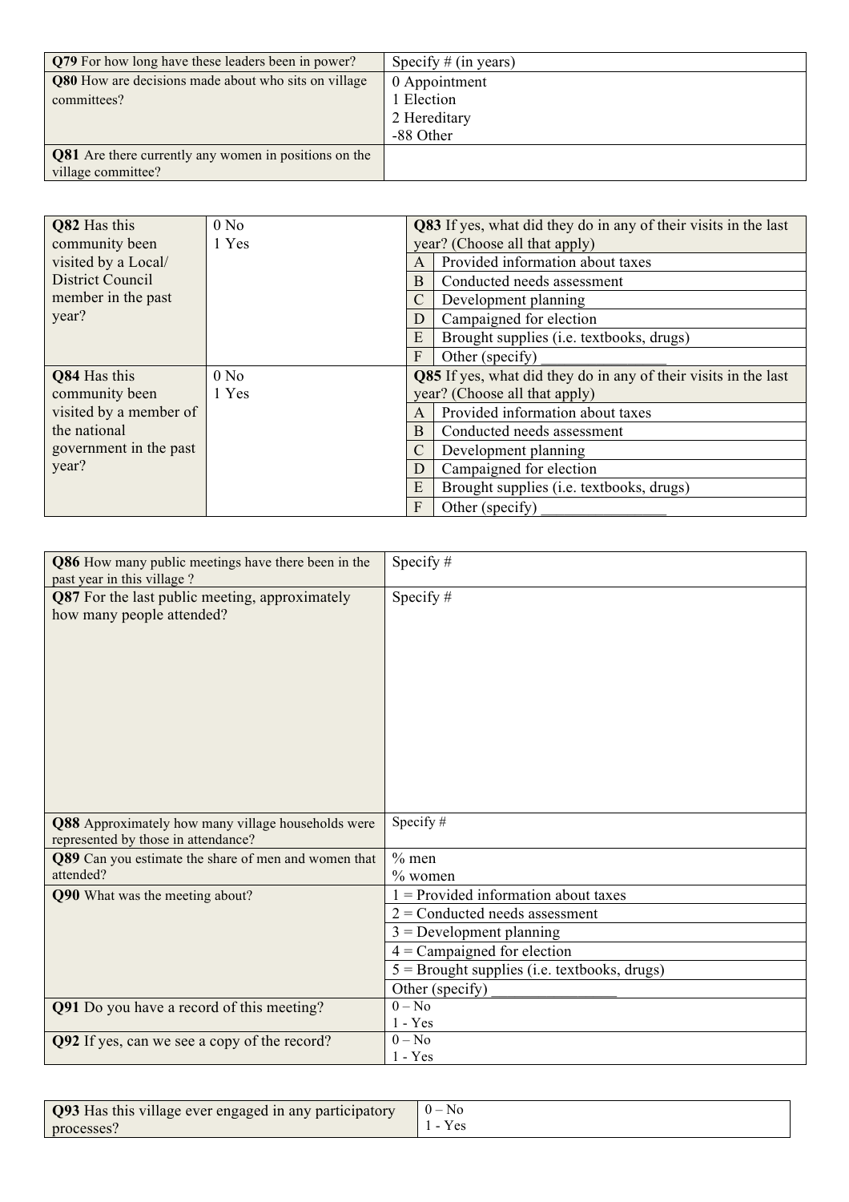| | |
|---|---|
| **Q79** For how long have these leaders been in power? | Specify # (in years) |
| **Q80** How are decisions made about who sits on village committees? | 0 Appointment<br>1 Election<br>2 Hereditary<br>-88 Other |
| **Q81** Are there currently any women in positions on the village committee? | |

| | | | |
|---|---|---|---|
| **Q82** Has this community been visited by a Local/ District Council member in the past year? | 0 No<br>1 Yes | **Q83** If yes, what did they do in any of their visits in the last year? (Choose all that apply) | |
| | | A | Provided information about taxes |
| | | B | Conducted needs assessment |
| | | C | Development planning |
| | | D | Campaigned for election |
| | | E | Brought supplies (i.e. textbooks, drugs) |
| | | F | Other (specify) ________________ |
| **Q84** Has this community been visited by a member of the national government in the past year? | 0 No<br>1 Yes | **Q85** If yes, what did they do in any of their visits in the last year? (Choose all that apply) | |
| | | A | Provided information about taxes |
| | | B | Conducted needs assessment |
| | | C | Development planning |
| | | D | Campaigned for election |
| | | E | Brought supplies (i.e. textbooks, drugs) |
| | | F | Other (specify) ________________ |

| | |
|---|---|
| **Q86** How many public meetings have there been in the past year in this village ? | Specify # |
| **Q87** For the last public meeting, approximately how many people attended? | Specify # |
| **Q88** Approximately how many village households were represented by those in attendance? | Specify # |
| **Q89** Can you estimate the share of men and women that attended? | % men<br>% women |
| **Q90** What was the meeting about? | 1 = Provided information about taxes |
| | 2 = Conducted needs assessment |
| | 3 = Development planning |
| | 4 = Campaigned for election |
| | 5 = Brought supplies (i.e. textbooks, drugs) |
| | Other (specify) ________________ |
| **Q91** Do you have a record of this meeting? | 0 – No<br>1 - Yes |
| **Q92** If yes, can we see a copy of the record? | 0 – No<br>1 - Yes |

| | |
|---|---|
| **Q93** Has this village ever engaged in any participatory processes? | 0 – No<br>1 - Yes |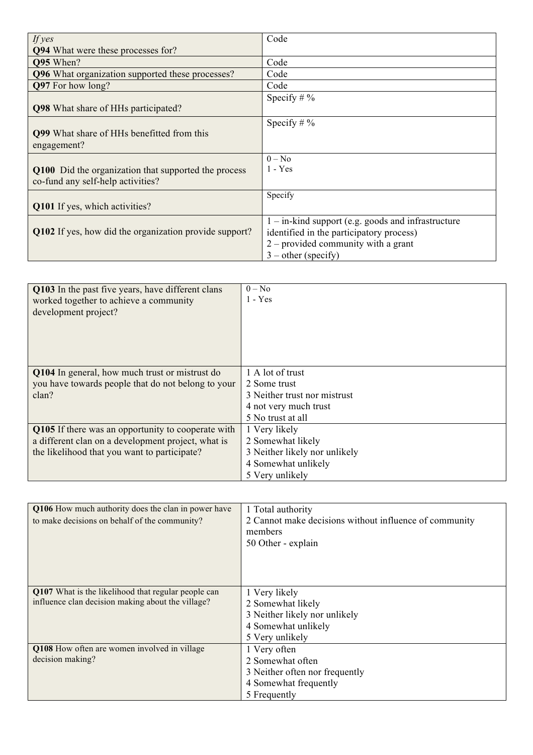| | |
|---|---|
| *If yes*<br>**Q94** What were these processes for? | Code |
| **Q95** When? | Code |
| **Q96** What organization supported these processes? | Code |
| **Q97** For how long? | Code |
| **Q98** What share of HHs participated? | Specify # % |
| **Q99** What share of HHs benefitted from this engagement? | Specify # % |
| **Q100** Did the organization that supported the process co-fund any self-help activities? | 0 – No<br>1 - Yes |
| **Q101** If yes, which activities? | Specify |
| **Q102** If yes, how did the organization provide support? | 1 – in-kind support (e.g. goods and infrastructure identified in the participatory process)<br>2 – provided community with a grant<br>3 – other (specify) |

| | |
|---|---|
| **Q103** In the past five years, have different clans worked together to achieve a community development project? | 0 – No<br>1 - Yes |
| **Q104** In general, how much trust or mistrust do you have towards people that do not belong to your clan? | 1 A lot of trust<br>2 Some trust<br>3 Neither trust nor mistrust<br>4 not very much trust<br>5 No trust at all |
| **Q105** If there was an opportunity to cooperate with a different clan on a development project, what is the likelihood that you want to participate? | 1 Very likely<br>2 Somewhat likely<br>3 Neither likely nor unlikely<br>4 Somewhat unlikely<br>5 Very unlikely |

| | |
|---|---|
| **Q106** How much authority does the clan in power have to make decisions on behalf of the community? | 1 Total authority<br>2 Cannot make decisions without influence of community members<br>50 Other - explain |
| **Q107** What is the likelihood that regular people can influence clan decision making about the village? | 1 Very likely<br>2 Somewhat likely<br>3 Neither likely nor unlikely<br>4 Somewhat unlikely<br>5 Very unlikely |
| **Q108** How often are women involved in village decision making? | 1 Very often<br>2 Somewhat often<br>3 Neither often nor frequently<br>4 Somewhat frequently<br>5 Frequently |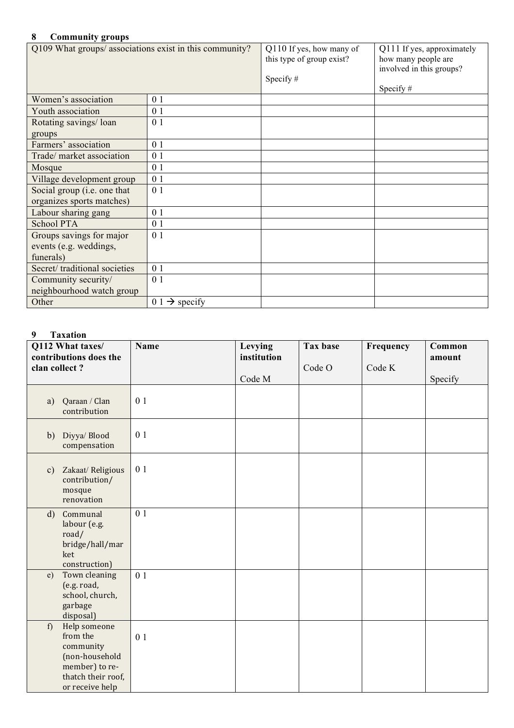## 8 Community groups

| Q109 What groups/ associations exist in this community? | | Q110 If yes, how many of this type of group exist?<br><br>Specify # | Q111 If yes, approximately how many people are involved in this groups?<br><br>Specify # |
|---|---|---|---|
| Women's association | 0 1 | | |
| Youth association | 0 1 | | |
| Rotating savings/ loan groups | 0 1 | | |
| Farmers' association | 0 1 | | |
| Trade/ market association | 0 1 | | |
| Mosque | 0 1 | | |
| Village development group | 0 1 | | |
| Social group (i.e. one that organizes sports matches) | 0 1 | | |
| Labour sharing gang | 0 1 | | |
| School PTA | 0 1 | | |
| Groups savings for major events (e.g. weddings, funerals) | 0 1 | | |
| Secret/ traditional societies | 0 1 | | |
| Community security/ neighbourhood watch group | 0 1 | | |
| Other | 0 1 → specify | | |

## 9 Taxation

| **Q112 What taxes/ contributions does the clan collect ?** | **Name** | **Levying institution**<br><br>Code M | **Tax base**<br><br>Code O | **Frequency**<br><br>Code K | **Common amount**<br><br>Specify |
|---|---|---|---|---|---|
| a) Qaraan / Clan contribution | 0 1 | | | | |
| b) Diyya/ Blood compensation | 0 1 | | | | |
| c) Zakaat/ Religious contribution/ mosque renovation | 0 1 | | | | |
| d) Communal labour (e.g. road/ bridge/hall/market construction) | 0 1 | | | | |
| e) Town cleaning (e.g. road, school, church, garbage disposal) | 0 1 | | | | |
| f) Help someone from the community (non-household member) to re-thatch their roof, or receive help | 0 1 | | | | |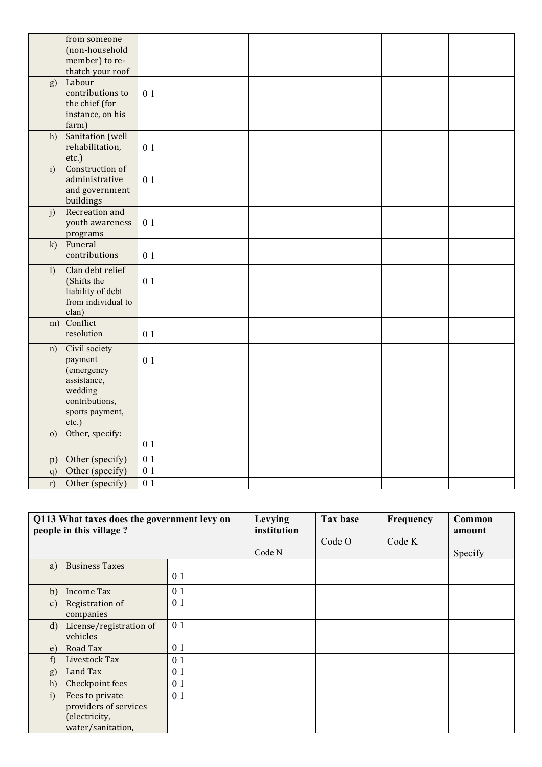| | | | | | |
|---|---|---|---|---|---|
| from someone (non-household member) to re-thatch your roof | | | | | |
| g) Labour contributions to the chief (for instance, on his farm) | 0 1 | | | | |
| h) Sanitation (well rehabilitation, etc.) | 0 1 | | | | |
| i) Construction of administrative and government buildings | 0 1 | | | | |
| j) Recreation and youth awareness programs | 0 1 | | | | |
| k) Funeral contributions | 0 1 | | | | |
| l) Clan debt relief (Shifts the liability of debt from individual to clan) | 0 1 | | | | |
| m) Conflict resolution | 0 1 | | | | |
| n) Civil society payment (emergency assistance, wedding contributions, sports payment, etc.) | 0 1 | | | | |
| o) Other, specify: | 0 1 | | | | |
| p) Other (specify) | 0 1 | | | | |
| q) Other (specify) | 0 1 | | | | |
| r) Other (specify) | 0 1 | | | | |

| **Q113 What taxes does the government levy on people in this village ?** | | **Levying institution**<br><br>Code N | **Tax base**<br><br>Code O | **Frequency**<br><br>Code K | **Common amount**<br><br>Specify |
|---|---|---|---|---|---|
| a) Business Taxes | 0 1 | | | | |
| b) Income Tax | 0 1 | | | | |
| c) Registration of companies | 0 1 | | | | |
| d) License/registration of vehicles | 0 1 | | | | |
| e) Road Tax | 0 1 | | | | |
| f) Livestock Tax | 0 1 | | | | |
| g) Land Tax | 0 1 | | | | |
| h) Checkpoint fees | 0 1 | | | | |
| i) Fees to private providers of services (electricity, water/sanitation, | 0 1 | | | | |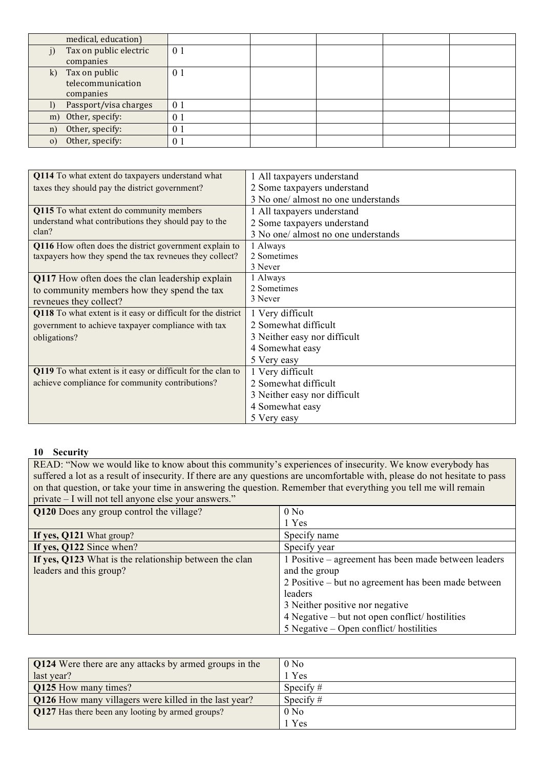| | | | | | |
|---|---|---|---|---|---|
| medical, education) | | | | | |
| j) Tax on public electric companies | 0 1 | | | | |
| k) Tax on public telecommunication companies | 0 1 | | | | |
| l) Passport/visa charges | 0 1 | | | | |
| m) Other, specify: | 0 1 | | | | |
| n) Other, specify: | 0 1 | | | | |
| o) Other, specify: | 0 1 | | | | |

| | |
|---|---|
| **Q114** To what extent do taxpayers understand what taxes they should pay the district government? | 1 All taxpayers understand<br>2 Some taxpayers understand<br>3 No one/ almost no one understands |
| **Q115** To what extent do community members understand what contributions they should pay to the clan? | 1 All taxpayers understand<br>2 Some taxpayers understand<br>3 No one/ almost no one understands |
| **Q116** How often does the district government explain to taxpayers how they spend the tax revneues they collect? | 1 Always<br>2 Sometimes<br>3 Never |
| **Q117** How often does the clan leadership explain to community members how they spend the tax revneues they collect? | 1 Always<br>2 Sometimes<br>3 Never |
| **Q118** To what extent is it easy or difficult for the district government to achieve taxpayer compliance with tax obligations? | 1 Very difficult<br>2 Somewhat difficult<br>3 Neither easy nor difficult<br>4 Somewhat easy<br>5 Very easy |
| **Q119** To what extent is it easy or difficult for the clan to achieve compliance for community contributions? | 1 Very difficult<br>2 Somewhat difficult<br>3 Neither easy nor difficult<br>4 Somewhat easy<br>5 Very easy |

## 10 Security

READ: "Now we would like to know about this community's experiences of insecurity. We know everybody has suffered a lot as a result of insecurity. If there are any questions are uncomfortable with, please do not hesitate to pass on that question, or take your time in answering the question. Remember that everything you tell me will remain private – I will not tell anyone else your answers."

| | |
|---|---|
| **Q120** Does any group control the village? | 0 No<br>1 Yes |
| **If yes, Q121** What group? | Specify name |
| **If yes, Q122** Since when? | Specify year |
| **If yes, Q123** What is the relationship between the clan leaders and this group? | 1 Positive – agreement has been made between leaders and the group<br>2 Positive – but no agreement has been made between leaders<br>3 Neither positive nor negative<br>4 Negative – but not open conflict/ hostilities<br>5 Negative – Open conflict/ hostilities |

| | |
|---|---|
| **Q124** Were there are any attacks by armed groups in the last year? | 0 No<br>1 Yes |
| **Q125** How many times? | Specify # |
| **Q126** How many villagers were killed in the last year? | Specify # |
| **Q127** Has there been any looting by armed groups? | 0 No<br>1 Yes |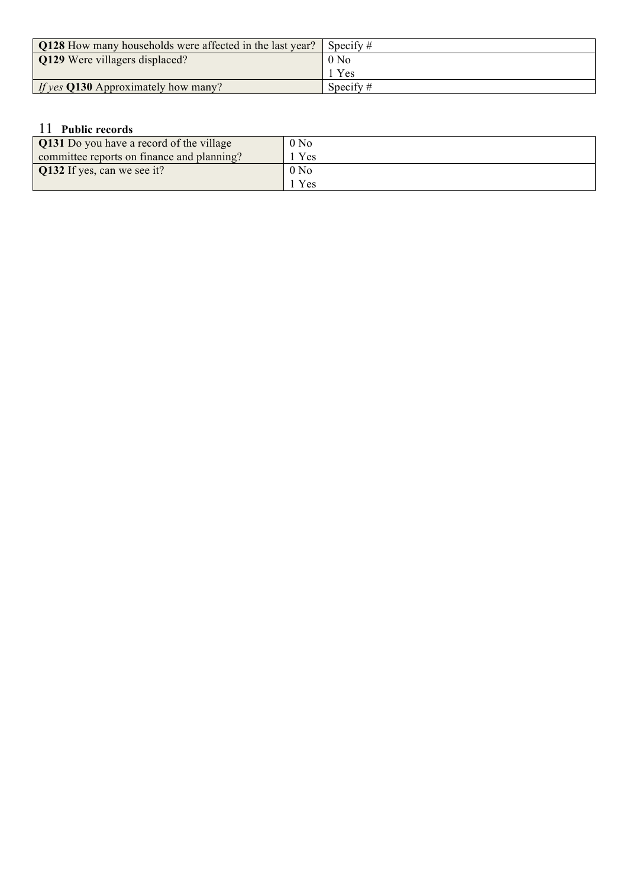| | |
|---|---|
| **Q128** How many households were affected in the last year? | Specify # |
| **Q129** Were villagers displaced? | 0 No<br>1 Yes |
| *If yes* **Q130** Approximately how many? | Specify # |

## 11 Public records

| | |
|---|---|
| **Q131** Do you have a record of the village committee reports on finance and planning? | 0 No<br>1 Yes |
| **Q132** If yes, can we see it? | 0 No<br>1 Yes |